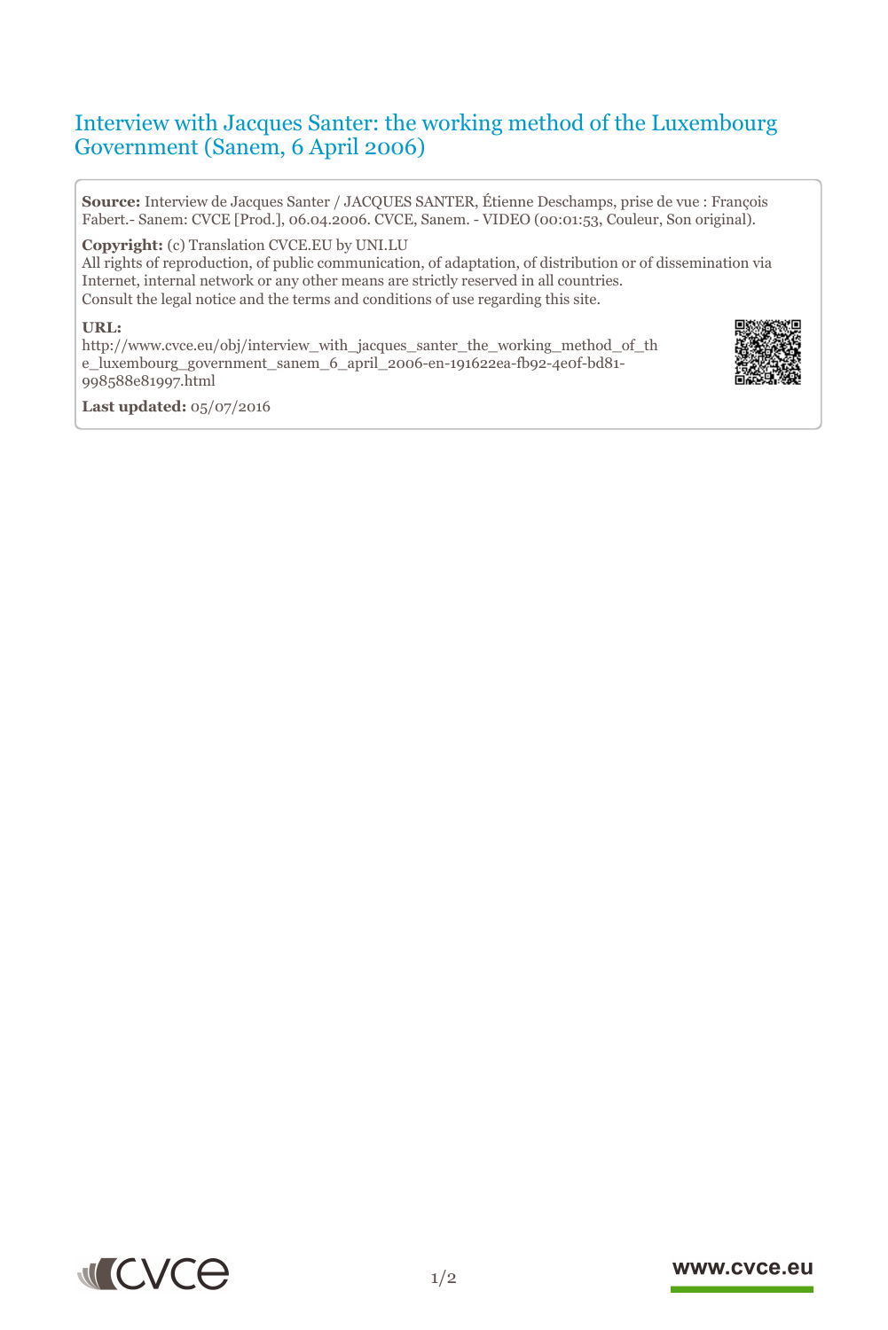# Interview with Jacques Santer: the working method of the Luxembourg Government (Sanem, 6 April 2006)

**Source:** Interview de Jacques Santer / JACQUES SANTER, Étienne Deschamps, prise de vue : François Fabert.- Sanem: CVCE [Prod.], 06.04.2006. CVCE, Sanem. - VIDEO (00:01:53, Couleur, Son original).

**Copyright:** (c) Translation CVCE.EU by UNI.LU
All rights of reproduction, of public communication, of adaptation, of distribution or of dissemination via Internet, internal network or any other means are strictly reserved in all countries.
Consult the legal notice and the terms and conditions of use regarding this site.

**URL:**
http://www.cvce.eu/obj/interview_with_jacques_santer_the_working_method_of_the_luxembourg_government_sanem_6_april_2006-en-191622ea-fb92-4e0f-bd81-998588e81997.html

**Last updated:** 05/07/2016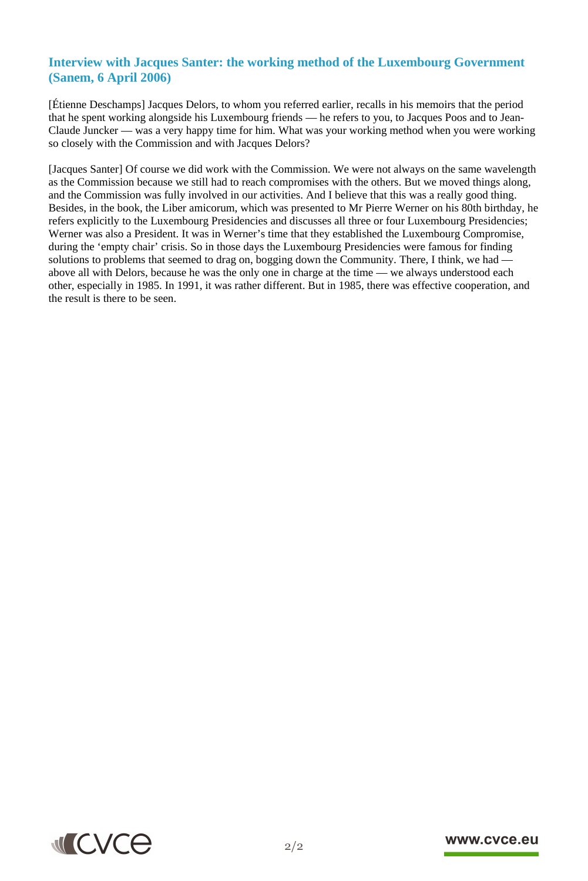## Interview with Jacques Santer: the working method of the Luxembourg Government (Sanem, 6 April 2006)

[Étienne Deschamps] Jacques Delors, to whom you referred earlier, recalls in his memoirs that the period that he spent working alongside his Luxembourg friends — he refers to you, to Jacques Poos and to Jean-Claude Juncker — was a very happy time for him. What was your working method when you were working so closely with the Commission and with Jacques Delors?

[Jacques Santer] Of course we did work with the Commission. We were not always on the same wavelength as the Commission because we still had to reach compromises with the others. But we moved things along, and the Commission was fully involved in our activities. And I believe that this was a really good thing. Besides, in the book, the Liber amicorum, which was presented to Mr Pierre Werner on his 80th birthday, he refers explicitly to the Luxembourg Presidencies and discusses all three or four Luxembourg Presidencies; Werner was also a President. It was in Werner's time that they established the Luxembourg Compromise, during the 'empty chair' crisis. So in those days the Luxembourg Presidencies were famous for finding solutions to problems that seemed to drag on, bogging down the Community. There, I think, we had — above all with Delors, because he was the only one in charge at the time — we always understood each other, especially in 1985. In 1991, it was rather different. But in 1985, there was effective cooperation, and the result is there to be seen.